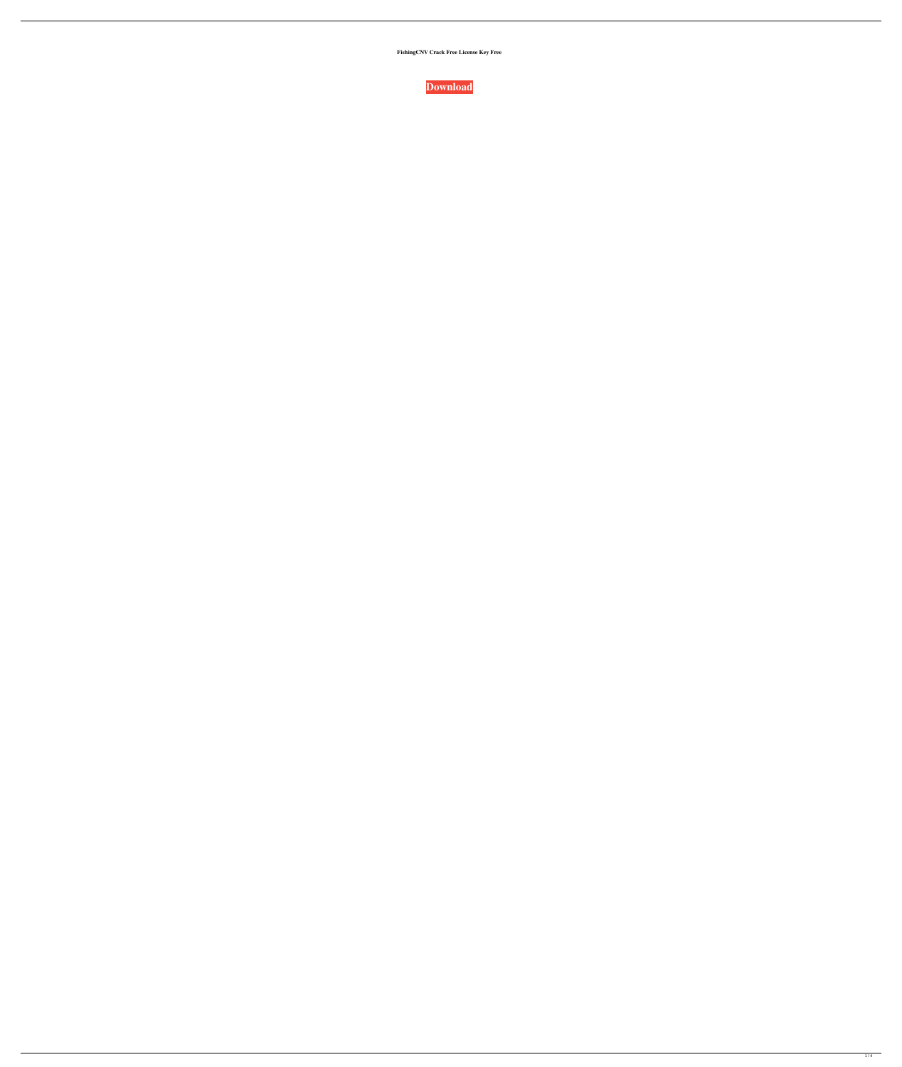**FishingCNV Crack Free License Key Free**

**Download**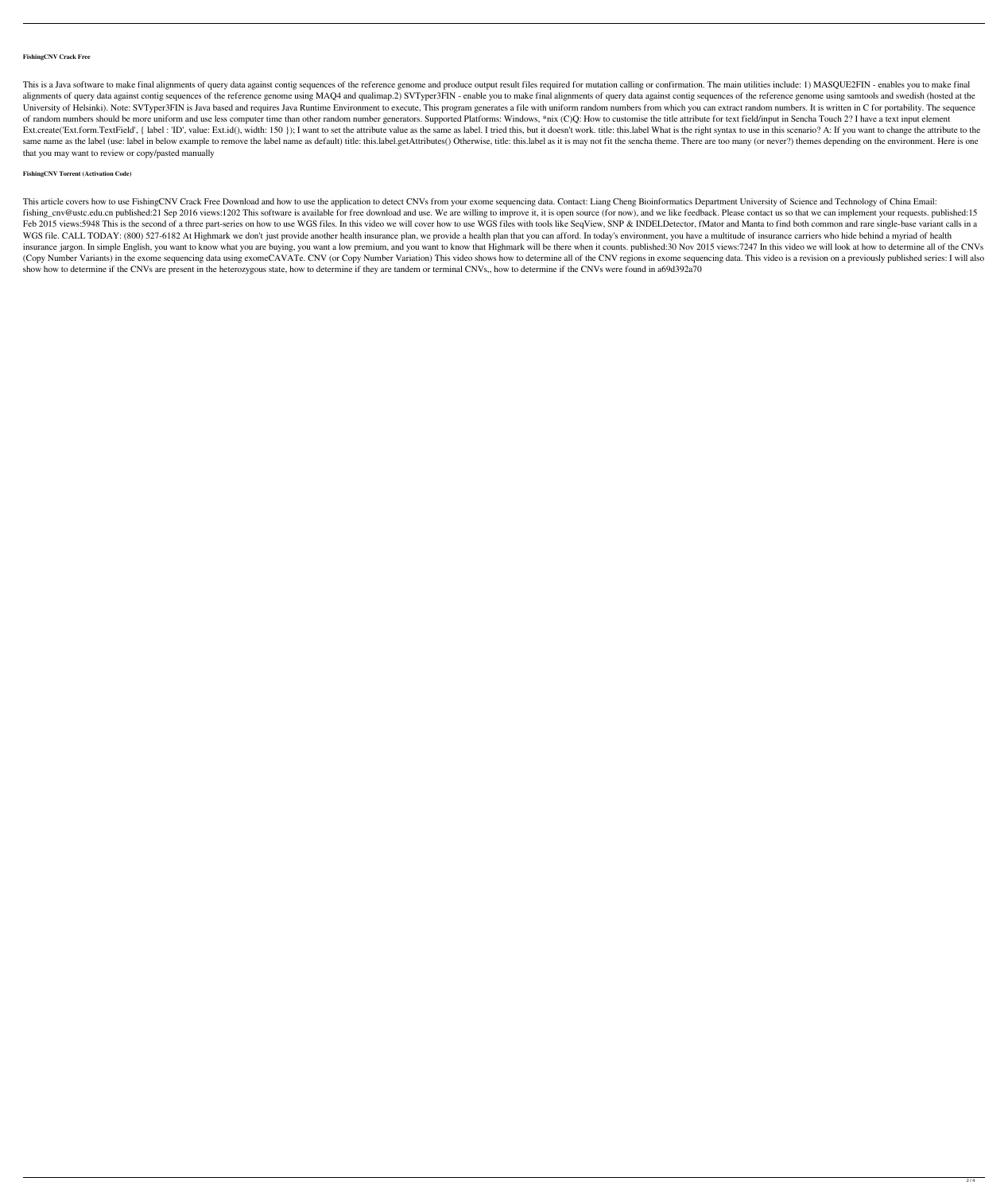**FishingCNV Crack Free**

This is a Java software to make final alignments of query data against contig sequences of the reference genome and produce output result files required for mutation calling or confirmation. The main utilities include: 1) MASQUE2FIN - enables you to make final alignments of query data against contig sequences of the reference genome using MAQ4 and qualimap.2) SVTyper3FIN - enable you to make final alignments of query data against contig sequences of the reference genome using samtools and swedish (hosted at the University of Helsinki). Note: SVTyper3FIN is Java based and requires Java Runtime Environment to execute, This program generates a file with uniform random numbers from which you can extract random numbers. It is written in C for portability. The sequence of random numbers should be more uniform and use less computer time than other random number generators. Supported Platforms: Windows, *nix (C)Q: How to customise the title attribute for text field/input in Sencha Touch 2? I have a text input element Ext.create('Ext.form.TextField', { label : 'ID', value: Ext.id(), width: 150 }); I want to set the attribute value as the same as label. I tried this, but it doesn't work. title: this.label What is the right syntax to use in this scenario? A: If you want to change the attribute to the same name as the label (use: label in below example to remove the label name as default) title: this.label.getAttributes() Otherwise, title: this.label as it is may not fit the sencha theme. There are too many (or never?) themes depending on the environment. Here is one that you may want to review or copy/pasted manually

**FishingCNV Torrent (Activation Code)**

This article covers how to use FishingCNV Crack Free Download and how to use the application to detect CNVs from your exome sequencing data. Contact: Liang Cheng Bioinformatics Department University of Science and Technology of China Email: fishing_cnv@ustc.edu.cn published:21 Sep 2016 views:1202 This software is available for free download and use. We are willing to improve it, it is open source (for now), and we like feedback. Please contact us so that we can implement your requests. published:15 Feb 2015 views:5948 This is the second of a three part-series on how to use WGS files. In this video we will cover how to use WGS files with tools like SeqView, SNP & INDELDetector, fMator and Manta to find both common and rare single-base variant calls in a WGS file. CALL TODAY: (800) 527-6182 At Highmark we don't just provide another health insurance plan, we provide a health plan that you can afford. In today's environment, you have a multitude of insurance carriers who hide behind a myriad of health insurance jargon. In simple English, you want to know what you are buying, you want a low premium, and you want to know that Highmark will be there when it counts. published:30 Nov 2015 views:7247 In this video we will look at how to determine all of the CNVs (Copy Number Variants) in the exome sequencing data using exomeCAVATe. CNV (or Copy Number Variation) This video shows how to determine all of the CNV regions in exome sequencing data. This video is a revision on a previously published series: I will also show how to determine if the CNVs are present in the heterozygous state, how to determine if they are tandem or terminal CNVs,, how to determine if the CNVs were found in a69d392a70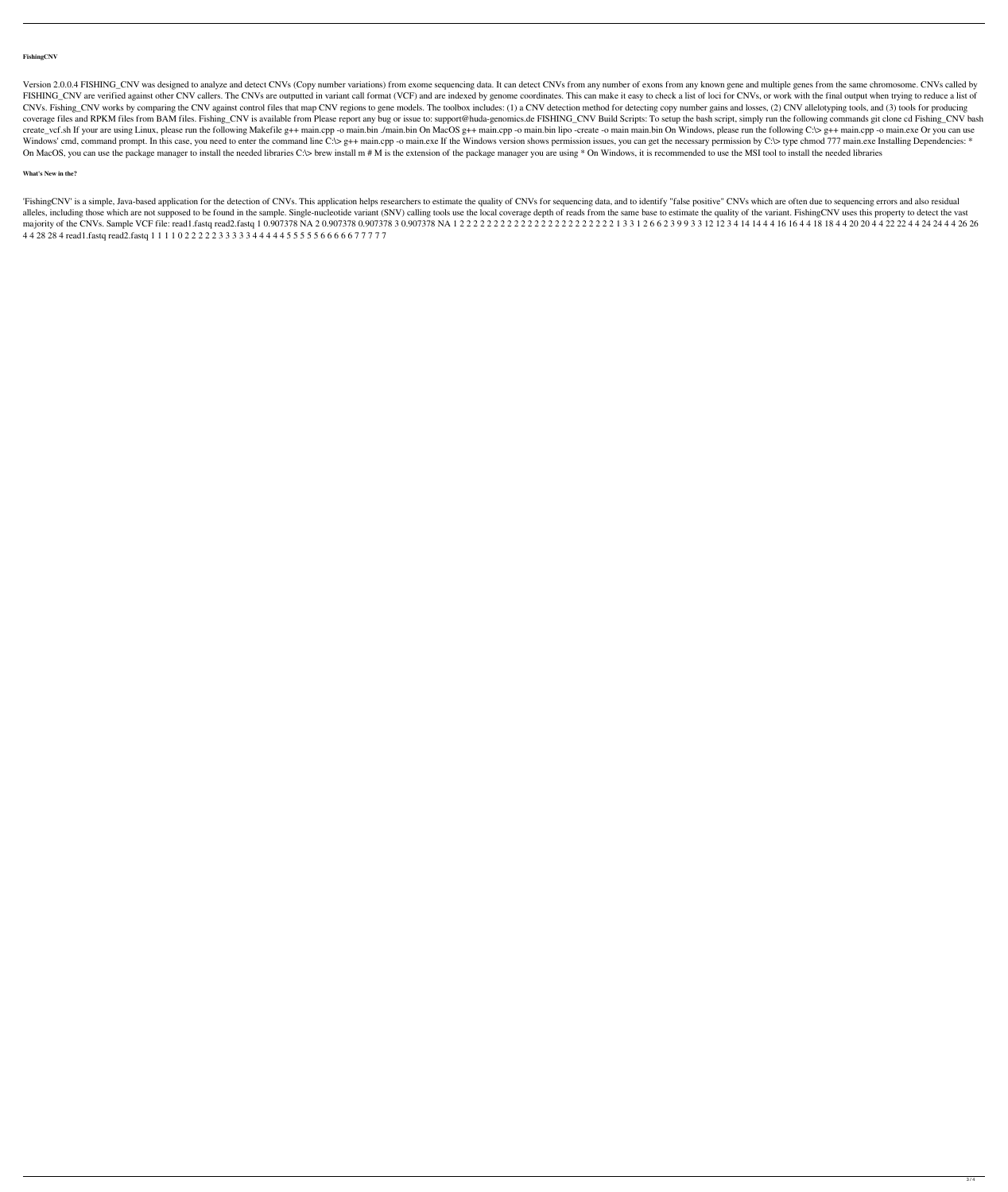**FishingCNV**

Version 2.0.0.4 FISHING_CNV was designed to analyze and detect CNVs (Copy number variations) from exome sequencing data. It can detect CNVs from any number of exons from any known gene and multiple genes from the same chromosome. CNVs called by FISHING_CNV are verified against other CNV callers. The CNVs are outputted in variant call format (VCF) and are indexed by genome coordinates. This can make it easy to check a list of loci for CNVs, or work with the final output when trying to reduce a list of CNVs. Fishing_CNV works by comparing the CNV against control files that map CNV regions to gene models. The toolbox includes: (1) a CNV detection method for detecting copy number gains and losses, (2) CNV allelotyping tools, and (3) tools for producing coverage files and RPKM files from BAM files. Fishing_CNV is available from Please report any bug or issue to: support@huda-genomics.de FISHING_CNV Build Scripts: To setup the bash script, simply run the following commands git clone cd Fishing_CNV bash create_vcf.sh If your are using Linux, please run the following Makefile g++ main.cpp -o main.bin ./main.bin On MacOS g++ main.cpp -o main.bin lipo -create -o main main.bin On Windows, please run the following C:\> g++ main.cpp -o main.exe Or you can use Windows' cmd, command prompt. In this case, you need to enter the command line C:\> g++ main.cpp -o main.exe If the Windows version shows permission issues, you can get the necessary permission by C:\> type chmod 777 main.exe Installing Dependencies: * On MacOS, you can use the package manager to install the needed libraries C:\> brew install m # M is the extension of the package manager you are using * On Windows, it is recommended to use the MSI tool to install the needed libraries

**What's New in the?**

'FishingCNV' is a simple, Java-based application for the detection of CNVs. This application helps researchers to estimate the quality of CNVs for sequencing data, and to identify "false positive" CNVs which are often due to sequencing errors and also residual alleles, including those which are not supposed to be found in the sample. Single-nucleotide variant (SNV) calling tools use the local coverage depth of reads from the same base to estimate the quality of the variant. FishingCNV uses this property to detect the vast majority of the CNVs. Sample VCF file: read1.fastq read2.fastq 1 0.907378 NA 2 0.907378 0.907378 3 0.907378 NA 1 2 2 2 2 2 2 2 2 2 2 2 2 2 2 2 2 2 2 2 2 2 2 2 2 2 2 2 2 1 3 3 1 2 6 6 2 3 9 9 3 3 12 12 3 4 14 14 4 4 16 16 4 4 18 18 4 4 20 20 4 4 22 22 4 4 24 24 4 4 26 26 4 4 28 28 4 read1.fastq read2.fastq 1 1 1 1 0 2 2 2 2 2 2 3 3 3 3 3 4 4 4 4 4 5 5 5 5 5 6 6 6 6 6 7 7 7 7 7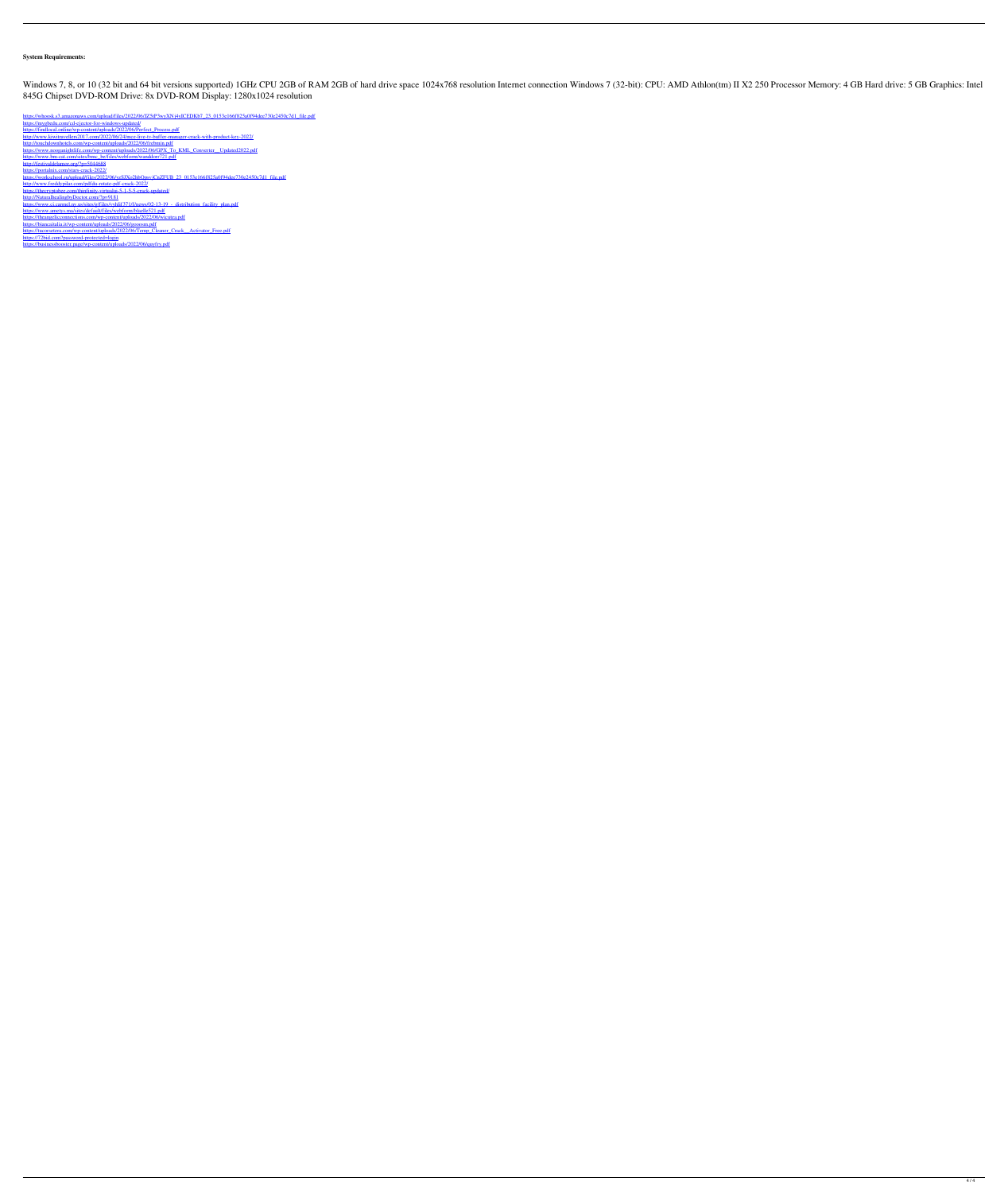**System Requirements:**

Windows 7, 8, or 10 (32 bit and 64 bit versions supported) 1GHz CPU 2GB of RAM 2GB of hard drive space 1024x768 resolution Internet connection Windows 7 (32-bit): CPU: AMD Athlon(tm) II X2 250 Processor Memory: 4 GB Hard drive: 5 GB Graphics: Intel 845G Chipset DVD-ROM Drive: 8x DVD-ROM Display: 1280x1024 resolution

https://wbook.s3.amazonaws.com/upload/files/2022/06/JZSiP3wyXNjlyICEDKb7_23_0153e166f825a0f94dee730e2450c7d1_file.pdf
https://myguapedu.com/cd-ejector-for-windows-updated/
https://findlocal.online/wp-content/uploads/2022/06/Perfect_Process.pdf
http://www.kiwitravellers2017.com/2022/06/24/mce-live-tv-buffer-manager-crack-with-product-key-2022/
http://touchdownhostels.com/wp-content/uploads/2022/06/frebmin.pdf
https://www.nonamenightlife.com/wp-content/uploads/2022/06/GPX_To_KML_Converter__Updated2022.pdf
https://www.bm-cat.com/sites/bmc_be/files/webform/wanddorr721.pdf
http://festivaldelamor.org/?p=5044688
https://portalnix.com/stars-crack-2022/
https://workschool.ru/upload/files/2022/06/szSJXo2hbQnvjCnZFUB_23_0153e166f825a0f94dee730e2450c7d1_file.pdf
http://www.freddypilar.com/pdf-do-rotate-pdf-crack-2022/
https://thecryptobee.com/thinfinity-virtualui-5-1-5-3-crack-updated/
http://NaturalhealingbyDoctor.com/?p=9181
https://www.ci.camuel.ny.us/sites/g/files/vyhlif3711/f/news/02-13-19_-_distribution_facility_plan.pdf
https://www.amerivs.ma/sites/default/files/webform/blaelle521.pdf
https://theangelicconnections.com/wp-content/uploads/2022/06/wiexitra.pdf
https://biancaitalia.it/wp-content/uploads/2022/06/gooisen.pdf
https://tucorsetera.com/wp-content/uploads/2022/06/Temp_Cleaner_Crack__Activator_Free.pdf
https://72bid.com?password-protected=login
https://businessbooster.page/wp-content/uploads/2022/06/quyfry.pdf